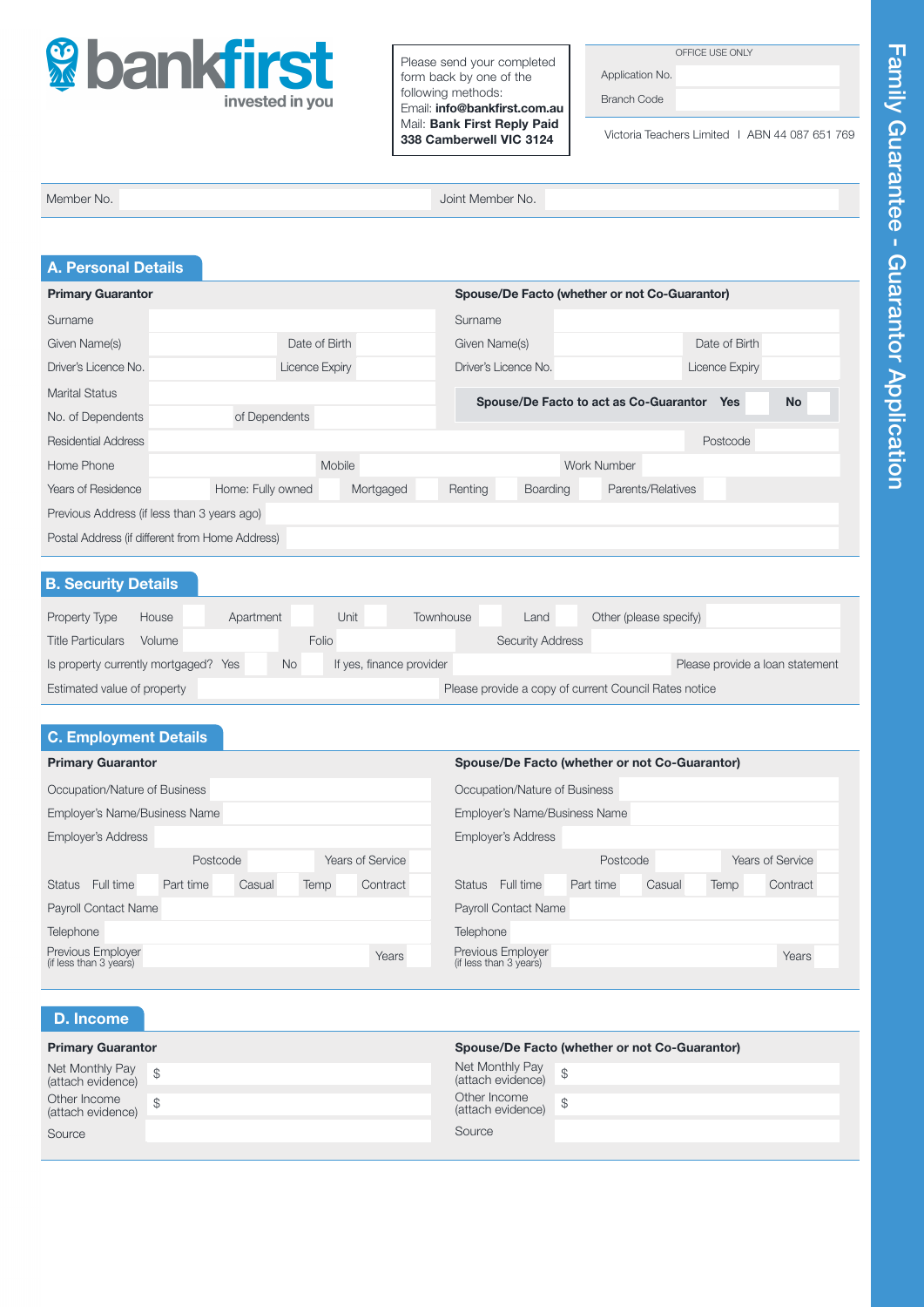**bankfirst** invested in you

Please send your completed form back by one of the following methods:
Email: **info@bankfirst.com.au**
Mail: **Bank First Reply Paid 338 Camberwell VIC 3124**

| OFFICE USE ONLY | |
|---|---|
| Application No. | |
| Branch Code | |

Victoria Teachers Limited | ABN 44 087 651 769

# Family Guarantee - Guarantor Application

| Member No. | | Joint Member No. | |
|---|---|---|---|

## A. Personal Details

| **Primary Guarantor** | | | | **Spouse/De Facto (whether or not Co-Guarantor)** | | | |
|---|---|---|---|---|---|---|---|
| Surname | | | | Surname | | | |
| Given Name(s) | | Date of Birth | | Given Name(s) | | Date of Birth | |
| Driver's Licence No. | | Licence Expiry | | Driver's Licence No. | | Licence Expiry | |
| Marital Status | | | | **Spouse/De Facto to act as Co-Guarantor** | **Yes** | | **No** |
| No. of Dependents | | of Dependents | | | | | |

| Residential Address | | Postcode | |
|---|---|---|---|

| Home Phone | | Mobile | | Work Number | |
|---|---|---|---|---|---|

| Years of Residence | | Home: Fully owned | | Mortgaged | | Renting | | Boarding | | Parents/Relatives | |
|---|---|---|---|---|---|---|---|---|---|---|---|

| Previous Address (if less than 3 years ago) | |
|---|---|
| Postal Address (if different from Home Address) | |

## B. Security Details

| Property Type | House | | Apartment | | Unit | | Townhouse | | Land | | Other (please specify) | |
|---|---|---|---|---|---|---|---|---|---|---|---|---|

| Title Particulars | Volume | | Folio | | Security Address | |
|---|---|---|---|---|---|---|

| Is property currently mortgaged? | Yes | | No | | If yes, finance provider | | Please provide a loan statement |
|---|---|---|---|---|---|---|---|

| Estimated value of property | | Please provide a copy of current Council Rates notice |
|---|---|---|

## C. Employment Details

| **Primary Guarantor** | | **Spouse/De Facto (whether or not Co-Guarantor)** | |
|---|---|---|---|
| Occupation/Nature of Business | | Occupation/Nature of Business | |
| Employer's Name/Business Name | | Employer's Name/Business Name | |
| Employer's Address | | Employer's Address | |
| Postcode / Years of Service | | Postcode / Years of Service | |
| Status: Full time / Part time / Casual / Temp / Contract | | Status: Full time / Part time / Casual / Temp / Contract | |
| Payroll Contact Name | | Payroll Contact Name | |
| Telephone | | Telephone | |
| Previous Employer (if less than 3 years) | Years | Previous Employer (if less than 3 years) | Years |

## D. Income

| **Primary Guarantor** | | **Spouse/De Facto (whether or not Co-Guarantor)** | |
|---|---|---|---|
| Net Monthly Pay (attach evidence) | $ | Net Monthly Pay (attach evidence) | $ |
| Other Income (attach evidence) | $ | Other Income (attach evidence) | $ |
| Source | | Source | |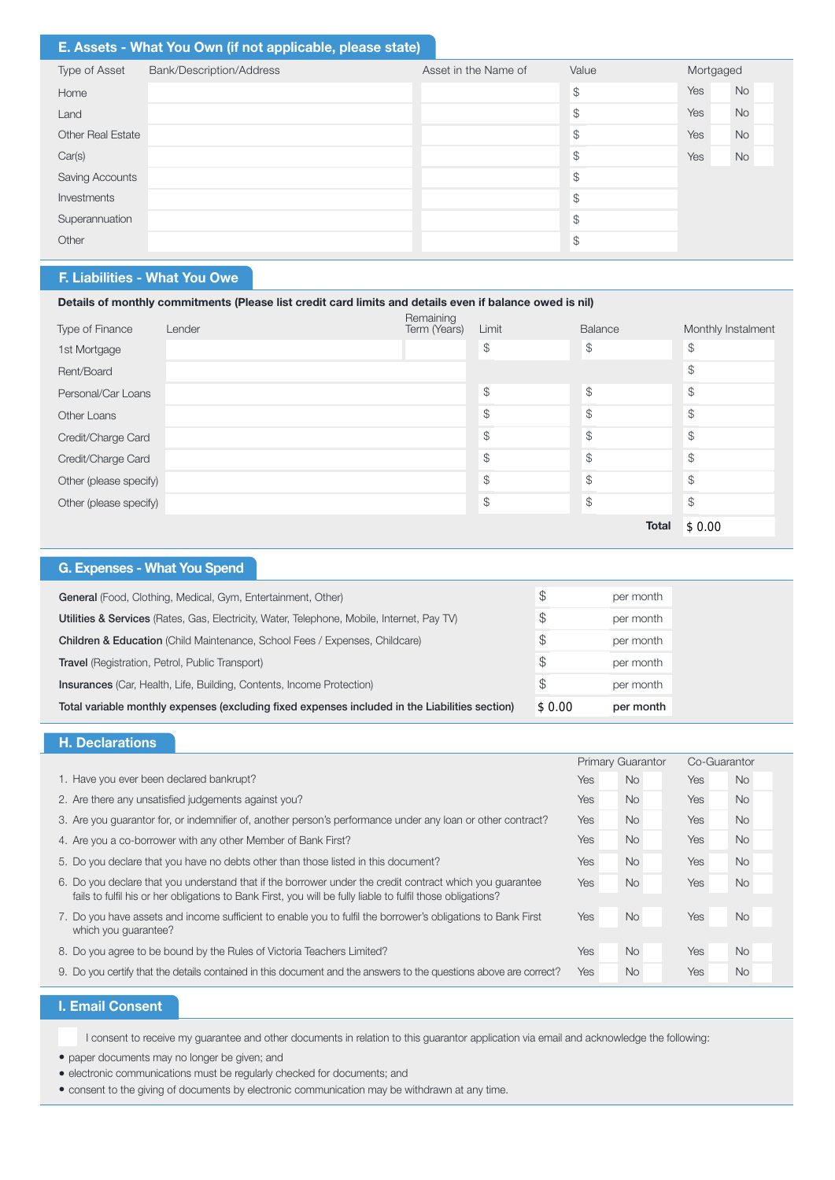## E. Assets - What You Own (if not applicable, please state)

| Type of Asset | Bank/Description/Address | Asset in the Name of | Value | Mortgaged |
|---|---|---|---|---|
| Home | | | $ | Yes No |
| Land | | | $ | Yes No |
| Other Real Estate | | | $ | Yes No |
| Car(s) | | | $ | Yes No |
| Saving Accounts | | | $ | |
| Investments | | | $ | |
| Superannuation | | | $ | |
| Other | | | $ | |

## F. Liabilities - What You Owe

**Details of monthly commitments (Please list credit card limits and details even if balance owed is nil)**

| Type of Finance | Lender | Remaining Term (Years) | Limit | Balance | Monthly Instalment |
|---|---|---|---|---|---|
| 1st Mortgage | | | $ | $ | $ |
| Rent/Board | | | | | $ |
| Personal/Car Loans | | | $ | $ | $ |
| Other Loans | | | $ | $ | $ |
| Credit/Charge Card | | | $ | $ | $ |
| Credit/Charge Card | | | $ | $ | $ |
| Other (please specify) | | | $ | $ | $ |
| Other (please specify) | | | $ | $ | $ |
| | | | | **Total** | $ 0.00 |

## G. Expenses - What You Spend

| | | |
|---|---|---|
| **General** (Food, Clothing, Medical, Gym, Entertainment, Other) | $ | per month |
| **Utilities & Services** (Rates, Gas, Electricity, Water, Telephone, Mobile, Internet, Pay TV) | $ | per month |
| **Children & Education** (Child Maintenance, School Fees / Expenses, Childcare) | $ | per month |
| **Travel** (Registration, Petrol, Public Transport) | $ | per month |
| **Insurances** (Car, Health, Life, Building, Contents, Income Protection) | $ | per month |
| **Total variable monthly expenses (excluding fixed expenses included in the Liabilities section)** | $ 0.00 | **per month** |

## H. Declarations

| | Primary Guarantor | Co-Guarantor |
|---|---|---|
| 1. Have you ever been declared bankrupt? | Yes No | Yes No |
| 2. Are there any unsatisfied judgements against you? | Yes No | Yes No |
| 3. Are you guarantor for, or indemnifier of, another person's performance under any loan or other contract? | Yes No | Yes No |
| 4. Are you a co-borrower with any other Member of Bank First? | Yes No | Yes No |
| 5. Do you declare that you have no debts other than those listed in this document? | Yes No | Yes No |
| 6. Do you declare that you understand that if the borrower under the credit contract which you guarantee fails to fulfil his or her obligations to Bank First, you will be fully liable to fulfil those obligations? | Yes No | Yes No |
| 7. Do you have assets and income sufficient to enable you to fulfil the borrower's obligations to Bank First which you guarantee? | Yes No | Yes No |
| 8. Do you agree to be bound by the Rules of Victoria Teachers Limited? | Yes No | Yes No |
| 9. Do you certify that the details contained in this document and the answers to the questions above are correct? | Yes No | Yes No |

## I. Email Consent

☐ I consent to receive my guarantee and other documents in relation to this guarantor application via email and acknowledge the following:

- paper documents may no longer be given; and
- electronic communications must be regularly checked for documents; and
- consent to the giving of documents by electronic communication may be withdrawn at any time.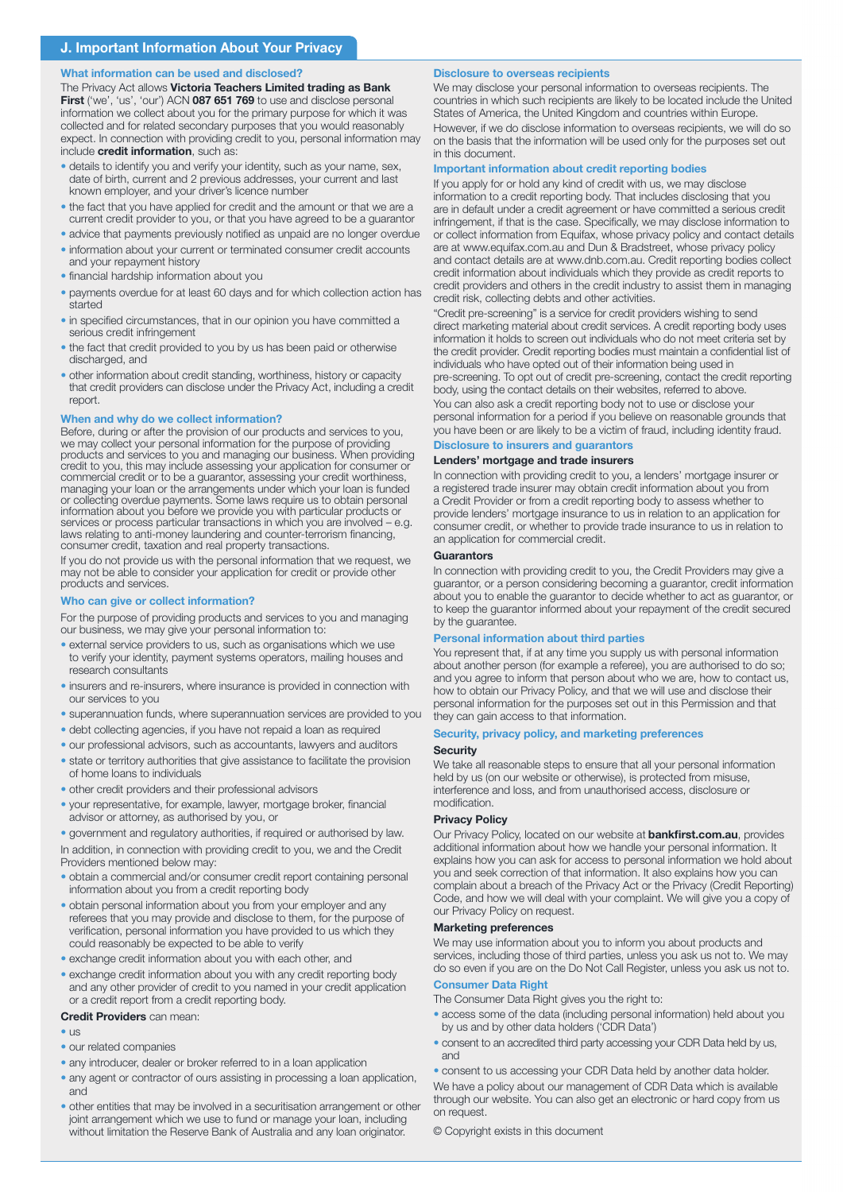## J. Important Information About Your Privacy

### What information can be used and disclosed?

The Privacy Act allows **Victoria Teachers Limited trading as Bank First** ('we', 'us', 'our') ACN **087 651 769** to use and disclose personal information we collect about you for the primary purpose for which it was collected and for related secondary purposes that you would reasonably expect. In connection with providing credit to you, personal information may include **credit information**, such as:

- details to identify you and verify your identity, such as your name, sex, date of birth, current and 2 previous addresses, your current and last known employer, and your driver's licence number
- the fact that you have applied for credit and the amount or that we are a current credit provider to you, or that you have agreed to be a guarantor
- advice that payments previously notified as unpaid are no longer overdue
- information about your current or terminated consumer credit accounts and your repayment history
- financial hardship information about you
- payments overdue for at least 60 days and for which collection action has started
- in specified circumstances, that in our opinion you have committed a serious credit infringement
- the fact that credit provided to you by us has been paid or otherwise discharged, and
- other information about credit standing, worthiness, history or capacity that credit providers can disclose under the Privacy Act, including a credit report.

### When and why do we collect information?

Before, during or after the provision of our products and services to you, we may collect your personal information for the purpose of providing products and services to you and managing our business. When providing credit to you, this may include assessing your application for consumer or commercial credit or to be a guarantor, assessing your credit worthiness, managing your loan or the arrangements under which your loan is funded or collecting overdue payments. Some laws require us to obtain personal information about you before we provide you with particular products or services or process particular transactions in which you are involved – e.g. laws relating to anti-money laundering and counter-terrorism financing, consumer credit, taxation and real property transactions.

If you do not provide us with the personal information that we request, we may not be able to consider your application for credit or provide other products and services.

### Who can give or collect information?

For the purpose of providing products and services to you and managing our business, we may give your personal information to:

- external service providers to us, such as organisations which we use to verify your identity, payment systems operators, mailing houses and research consultants
- insurers and re-insurers, where insurance is provided in connection with our services to you
- superannuation funds, where superannuation services are provided to you
- debt collecting agencies, if you have not repaid a loan as required
- our professional advisors, such as accountants, lawyers and auditors
- state or territory authorities that give assistance to facilitate the provision of home loans to individuals
- other credit providers and their professional advisors
- your representative, for example, lawyer, mortgage broker, financial advisor or attorney, as authorised by you, or
- government and regulatory authorities, if required or authorised by law.

In addition, in connection with providing credit to you, we and the Credit Providers mentioned below may:

- obtain a commercial and/or consumer credit report containing personal information about you from a credit reporting body
- obtain personal information about you from your employer and any referees that you may provide and disclose to them, for the purpose of verification, personal information you have provided to us which they could reasonably be expected to be able to verify
- exchange credit information about you with each other, and
- exchange credit information about you with any credit reporting body and any other provider of credit to you named in your credit application or a credit report from a credit reporting body.

**Credit Providers** can mean:

- us
- our related companies
- any introducer, dealer or broker referred to in a loan application
- any agent or contractor of ours assisting in processing a loan application, and
- other entities that may be involved in a securitisation arrangement or other joint arrangement which we use to fund or manage your loan, including without limitation the Reserve Bank of Australia and any loan originator.

### Disclosure to overseas recipients

We may disclose your personal information to overseas recipients. The countries in which such recipients are likely to be located include the United States of America, the United Kingdom and countries within Europe.

However, if we do disclose information to overseas recipients, we will do so on the basis that the information will be used only for the purposes set out in this document.

### Important information about credit reporting bodies

If you apply for or hold any kind of credit with us, we may disclose information to a credit reporting body. That includes disclosing that you are in default under a credit agreement or have committed a serious credit infringement, if that is the case. Specifically, we may disclose information to or collect information from Equifax, whose privacy policy and contact details are at www.equifax.com.au and Dun & Bradstreet, whose privacy policy and contact details are at www.dnb.com.au. Credit reporting bodies collect credit information about individuals which they provide as credit reports to credit providers and others in the credit industry to assist them in managing credit risk, collecting debts and other activities.

"Credit pre-screening" is a service for credit providers wishing to send direct marketing material about credit services. A credit reporting body uses information it holds to screen out individuals who do not meet criteria set by the credit provider. Credit reporting bodies must maintain a confidential list of individuals who have opted out of their information being used in pre-screening. To opt out of credit pre-screening, contact the credit reporting body, using the contact details on their websites, referred to above.

You can also ask a credit reporting body not to use or disclose your personal information for a period if you believe on reasonable grounds that you have been or are likely to be a victim of fraud, including identity fraud.

### Disclosure to insurers and guarantors

#### Lenders' mortgage and trade insurers

In connection with providing credit to you, a lenders' mortgage insurer or a registered trade insurer may obtain credit information about you from a Credit Provider or from a credit reporting body to assess whether to provide lenders' mortgage insurance to us in relation to an application for consumer credit, or whether to provide trade insurance to us in relation to an application for commercial credit.

#### Guarantors

In connection with providing credit to you, the Credit Providers may give a guarantor, or a person considering becoming a guarantor, credit information about you to enable the guarantor to decide whether to act as guarantor, or to keep the guarantor informed about your repayment of the credit secured by the guarantee.

### Personal information about third parties

You represent that, if at any time you supply us with personal information about another person (for example a referee), you are authorised to do so; and you agree to inform that person about who we are, how to contact us, how to obtain our Privacy Policy, and that we will use and disclose their personal information for the purposes set out in this Permission and that they can gain access to that information.

### Security, privacy policy, and marketing preferences

#### Security

We take all reasonable steps to ensure that all your personal information held by us (on our website or otherwise), is protected from misuse, interference and loss, and from unauthorised access, disclosure or modification.

#### Privacy Policy

Our Privacy Policy, located on our website at **bankfirst.com.au**, provides additional information about how we handle your personal information. It explains how you can ask for access to personal information we hold about you and seek correction of that information. It also explains how you can complain about a breach of the Privacy Act or the Privacy (Credit Reporting) Code, and how we will deal with your complaint. We will give you a copy of our Privacy Policy on request.

#### Marketing preferences

We may use information about you to inform you about products and services, including those of third parties, unless you ask us not to. We may do so even if you are on the Do Not Call Register, unless you ask us not to.

### Consumer Data Right

The Consumer Data Right gives you the right to:

- access some of the data (including personal information) held about you by us and by other data holders ('CDR Data')
- consent to an accredited third party accessing your CDR Data held by us, and
- consent to us accessing your CDR Data held by another data holder.

We have a policy about our management of CDR Data which is available through our website. You can also get an electronic or hard copy from us on request.

© Copyright exists in this document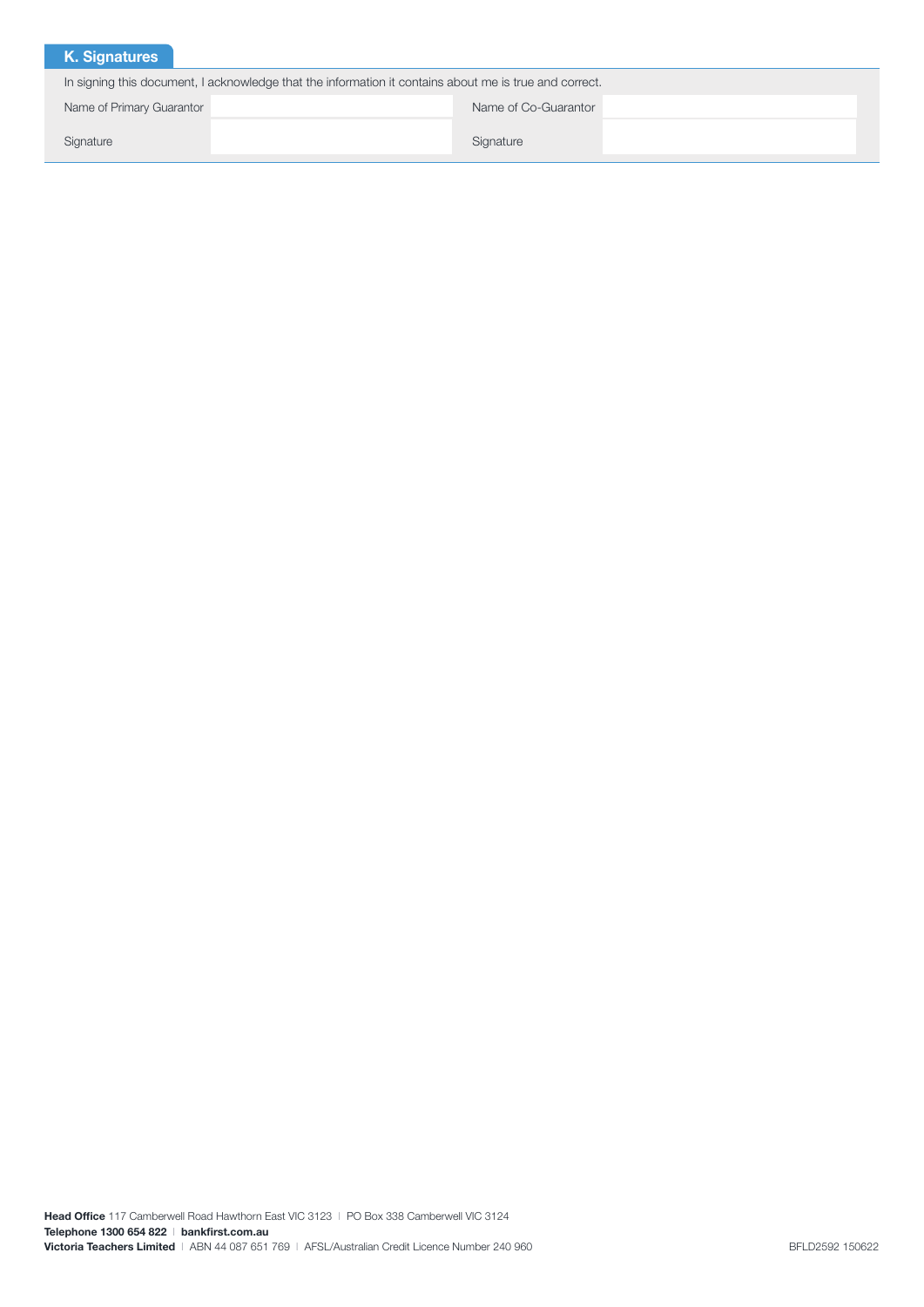## K. Signatures

In signing this document, I acknowledge that the information it contains about me is true and correct.

| | | | |
|---|---|---|---|
| Name of Primary Guarantor | | Name of Co-Guarantor | |
| Signature | | Signature | |

**Head Office** 117 Camberwell Road Hawthorn East VIC 3123 | PO Box 338 Camberwell VIC 3124
**Telephone 1300 654 822** | **bankfirst.com.au**
**Victoria Teachers Limited** | ABN 44 087 651 769 | AFSL/Australian Credit Licence Number 240 960

BFLD2592 150622